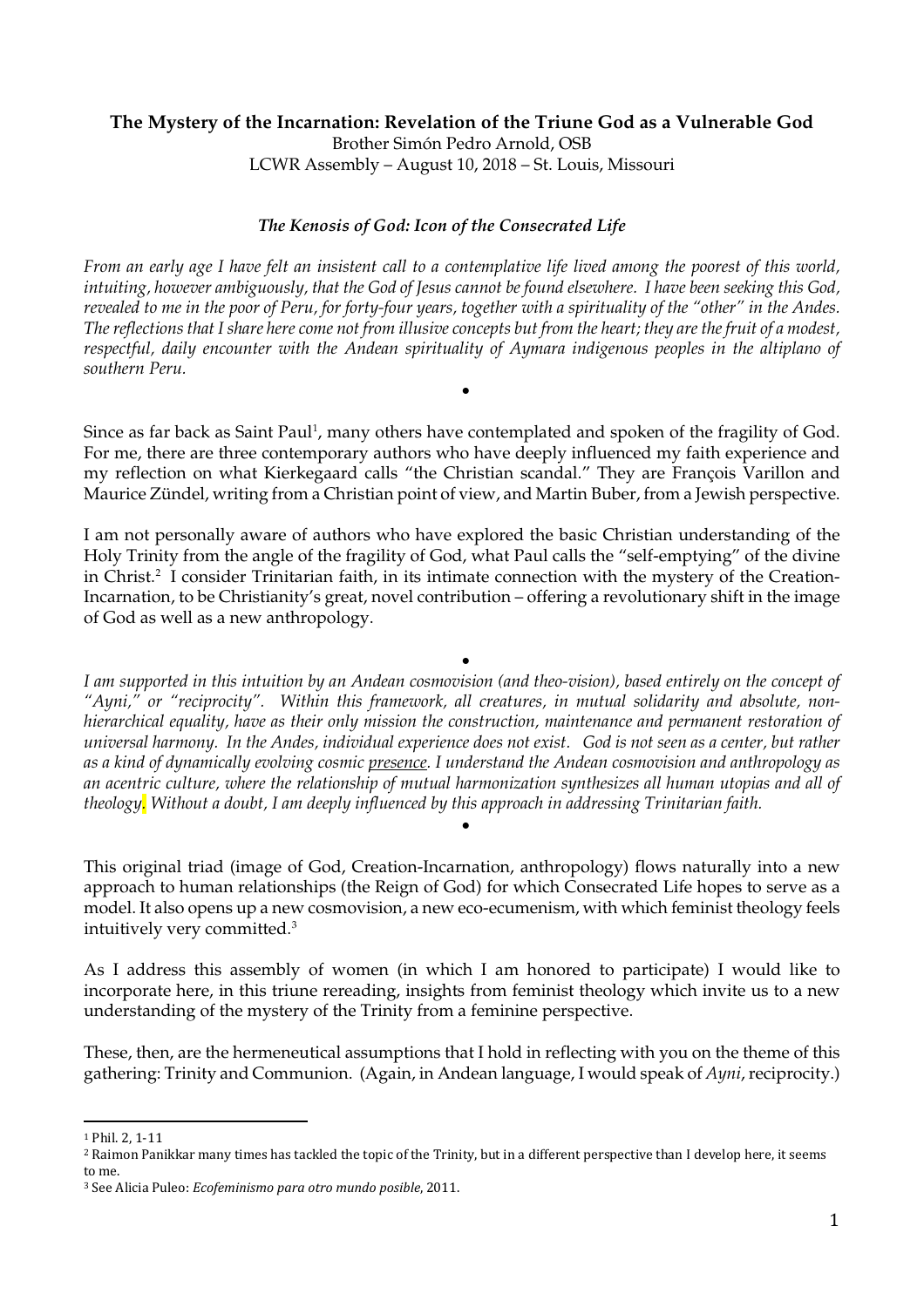**The Mystery of the Incarnation: Revelation of the Triune God as a Vulnerable God**

Brother Simón Pedro Arnold, OSB

LCWR Assembly – August 10, 2018 – St. Louis, Missouri

***The Kenosis of God: Icon of the Consecrated Life***

*From an early age I have felt an insistent call to a contemplative life lived among the poorest of this world, intuiting, however ambiguously, that the God of Jesus cannot be found elsewhere. I have been seeking this God, revealed to me in the poor of Peru, for forty-four years, together with a spirituality of the "other" in the Andes. The reflections that I share here come not from illusive concepts but from the heart; they are the fruit of a modest, respectful, daily encounter with the Andean spirituality of Aymara indigenous peoples in the altiplano of southern Peru.*

•

Since as far back as Saint Paul[1], many others have contemplated and spoken of the fragility of God. For me, there are three contemporary authors who have deeply influenced my faith experience and my reflection on what Kierkegaard calls "the Christian scandal." They are François Varillon and Maurice Zündel, writing from a Christian point of view, and Martin Buber, from a Jewish perspective.

I am not personally aware of authors who have explored the basic Christian understanding of the Holy Trinity from the angle of the fragility of God, what Paul calls the "self-emptying" of the divine in Christ.[2] I consider Trinitarian faith, in its intimate connection with the mystery of the Creation-Incarnation, to be Christianity's great, novel contribution – offering a revolutionary shift in the image of God as well as a new anthropology.

•

*I am supported in this intuition by an Andean cosmovision (and theo-vision), based entirely on the concept of "Ayni," or "reciprocity". Within this framework, all creatures, in mutual solidarity and absolute, non-hierarchical equality, have as their only mission the construction, maintenance and permanent restoration of universal harmony. In the Andes, individual experience does not exist. God is not seen as a center, but rather as a kind of dynamically evolving cosmic <u>presence</u>. I understand the Andean cosmovision and anthropology as an acentric culture, where the relationship of mutual harmonization synthesizes all human utopias and all of theology. Without a doubt, I am deeply influenced by this approach in addressing Trinitarian faith.*

•

This original triad (image of God, Creation-Incarnation, anthropology) flows naturally into a new approach to human relationships (the Reign of God) for which Consecrated Life hopes to serve as a model. It also opens up a new cosmovision, a new eco-ecumenism, with which feminist theology feels intuitively very committed.[3]

As I address this assembly of women (in which I am honored to participate) I would like to incorporate here, in this triune rereading, insights from feminist theology which invite us to a new understanding of the mystery of the Trinity from a feminine perspective.

These, then, are the hermeneutical assumptions that I hold in reflecting with you on the theme of this gathering: Trinity and Communion. (Again, in Andean language, I would speak of *Ayni*, reciprocity.)

---

[1] Phil. 2, 1-11

[2] Raimon Panikkar many times has tackled the topic of the Trinity, but in a different perspective than I develop here, it seems to me.

[3] See Alicia Puleo: *Ecofeminismo para otro mundo posible*, 2011.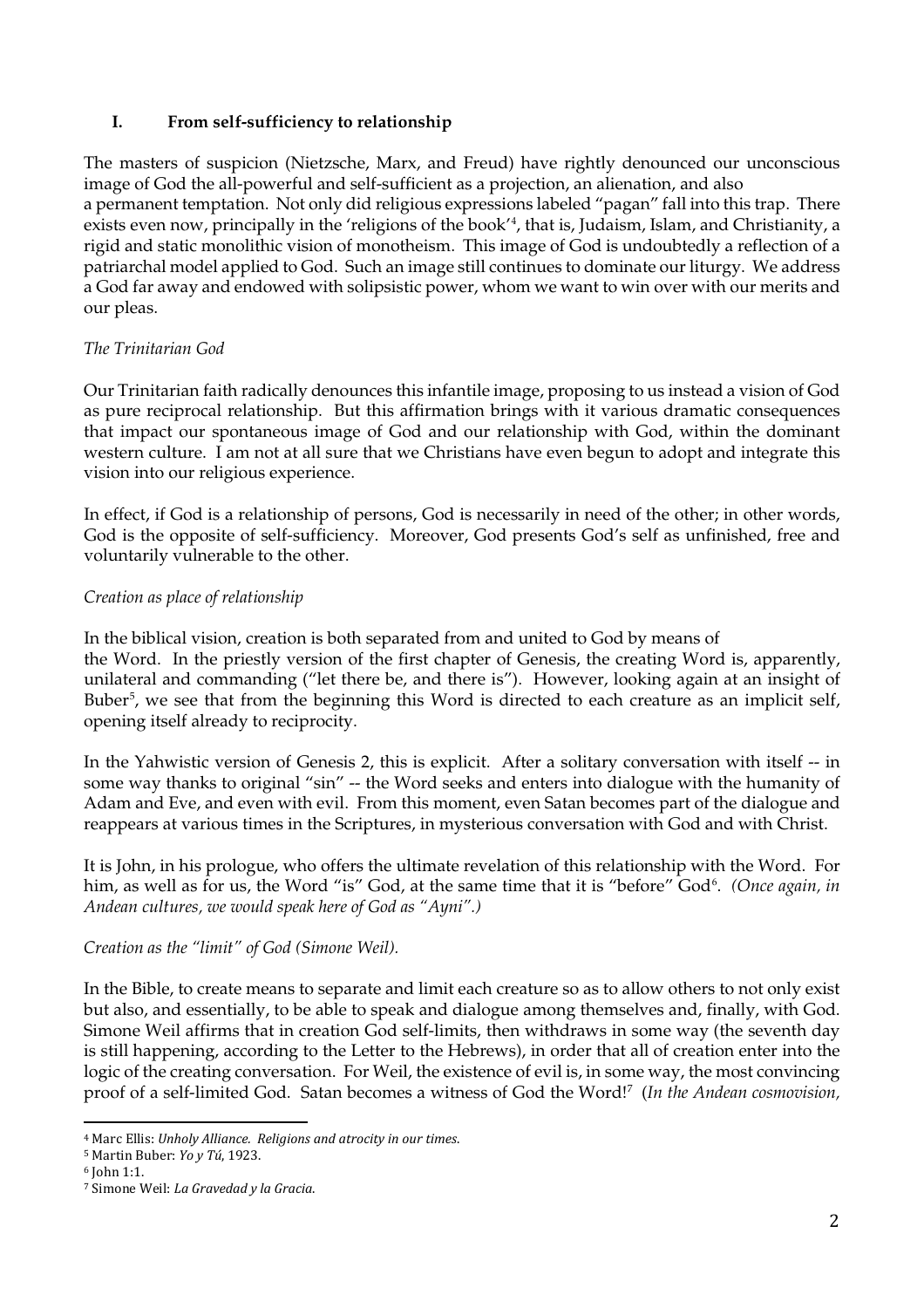## I. From self-sufficiency to relationship

The masters of suspicion (Nietzsche, Marx, and Freud) have rightly denounced our unconscious image of God the all-powerful and self-sufficient as a projection, an alienation, and also a permanent temptation. Not only did religious expressions labeled "pagan" fall into this trap. There exists even now, principally in the 'religions of the book'[4], that is, Judaism, Islam, and Christianity, a rigid and static monolithic vision of monotheism. This image of God is undoubtedly a reflection of a patriarchal model applied to God. Such an image still continues to dominate our liturgy. We address a God far away and endowed with solipsistic power, whom we want to win over with our merits and our pleas.

*The Trinitarian God*

Our Trinitarian faith radically denounces this infantile image, proposing to us instead a vision of God as pure reciprocal relationship. But this affirmation brings with it various dramatic consequences that impact our spontaneous image of God and our relationship with God, within the dominant western culture. I am not at all sure that we Christians have even begun to adopt and integrate this vision into our religious experience.

In effect, if God is a relationship of persons, God is necessarily in need of the other; in other words, God is the opposite of self-sufficiency. Moreover, God presents God's self as unfinished, free and voluntarily vulnerable to the other.

*Creation as place of relationship*

In the biblical vision, creation is both separated from and united to God by means of the Word. In the priestly version of the first chapter of Genesis, the creating Word is, apparently, unilateral and commanding ("let there be, and there is"). However, looking again at an insight of Buber[5], we see that from the beginning this Word is directed to each creature as an implicit self, opening itself already to reciprocity.

In the Yahwistic version of Genesis 2, this is explicit. After a solitary conversation with itself -- in some way thanks to original "sin" -- the Word seeks and enters into dialogue with the humanity of Adam and Eve, and even with evil. From this moment, even Satan becomes part of the dialogue and reappears at various times in the Scriptures, in mysterious conversation with God and with Christ.

It is John, in his prologue, who offers the ultimate revelation of this relationship with the Word. For him, as well as for us, the Word "is" God, at the same time that it is "before" God[6]. *(Once again, in Andean cultures, we would speak here of God as "Ayni".)*

*Creation as the "limit" of God (Simone Weil).*

In the Bible, to create means to separate and limit each creature so as to allow others to not only exist but also, and essentially, to be able to speak and dialogue among themselves and, finally, with God. Simone Weil affirms that in creation God self-limits, then withdraws in some way (the seventh day is still happening, according to the Letter to the Hebrews), in order that all of creation enter into the logic of the creating conversation. For Weil, the existence of evil is, in some way, the most convincing proof of a self-limited God. Satan becomes a witness of God the Word![7] (*In the Andean cosmovision,*

---

[4] Marc Ellis: *Unholy Alliance. Religions and atrocity in our times.*

[5] Martin Buber: *Yo y Tú*, 1923.

[6] John 1:1.

[7] Simone Weil: *La Gravedad y la Gracia.*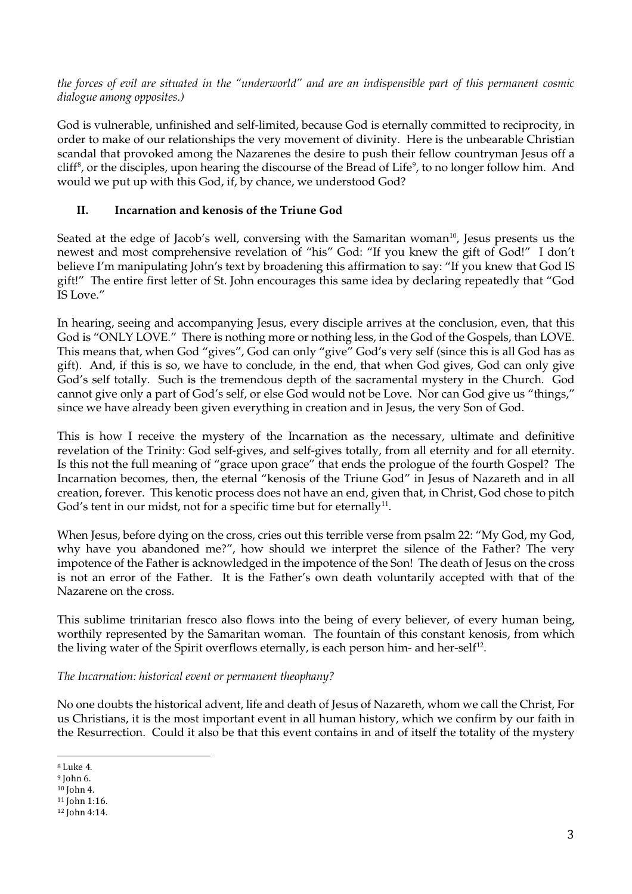*the forces of evil are situated in the "underworld" and are an indispensible part of this permanent cosmic dialogue among opposites.)*

God is vulnerable, unfinished and self-limited, because God is eternally committed to reciprocity, in order to make of our relationships the very movement of divinity. Here is the unbearable Christian scandal that provoked among the Nazarenes the desire to push their fellow countryman Jesus off a cliff[8], or the disciples, upon hearing the discourse of the Bread of Life[9], to no longer follow him. And would we put up with this God, if, by chance, we understood God?

## II. Incarnation and kenosis of the Triune God

Seated at the edge of Jacob's well, conversing with the Samaritan woman[10], Jesus presents us the newest and most comprehensive revelation of "his" God: "If you knew the gift of God!" I don't believe I'm manipulating John's text by broadening this affirmation to say: "If you knew that God IS gift!" The entire first letter of St. John encourages this same idea by declaring repeatedly that "God IS Love."

In hearing, seeing and accompanying Jesus, every disciple arrives at the conclusion, even, that this God is "ONLY LOVE." There is nothing more or nothing less, in the God of the Gospels, than LOVE. This means that, when God "gives", God can only "give" God's very self (since this is all God has as gift). And, if this is so, we have to conclude, in the end, that when God gives, God can only give God's self totally. Such is the tremendous depth of the sacramental mystery in the Church. God cannot give only a part of God's self, or else God would not be Love. Nor can God give us "things," since we have already been given everything in creation and in Jesus, the very Son of God.

This is how I receive the mystery of the Incarnation as the necessary, ultimate and definitive revelation of the Trinity: God self-gives, and self-gives totally, from all eternity and for all eternity. Is this not the full meaning of "grace upon grace" that ends the prologue of the fourth Gospel? The Incarnation becomes, then, the eternal "kenosis of the Triune God" in Jesus of Nazareth and in all creation, forever. This kenotic process does not have an end, given that, in Christ, God chose to pitch God's tent in our midst, not for a specific time but for eternally[11].

When Jesus, before dying on the cross, cries out this terrible verse from psalm 22: "My God, my God, why have you abandoned me?", how should we interpret the silence of the Father? The very impotence of the Father is acknowledged in the impotence of the Son! The death of Jesus on the cross is not an error of the Father. It is the Father's own death voluntarily accepted with that of the Nazarene on the cross.

This sublime trinitarian fresco also flows into the being of every believer, of every human being, worthily represented by the Samaritan woman. The fountain of this constant kenosis, from which the living water of the Spirit overflows eternally, is each person him- and her-self[12].

*The Incarnation: historical event or permanent theophany?*

No one doubts the historical advent, life and death of Jesus of Nazareth, whom we call the Christ, For us Christians, it is the most important event in all human history, which we confirm by our faith in the Resurrection. Could it also be that this event contains in and of itself the totality of the mystery

---

[8] Luke 4.
[9] John 6.
[10] John 4.
[11] John 1:16.
[12] John 4:14.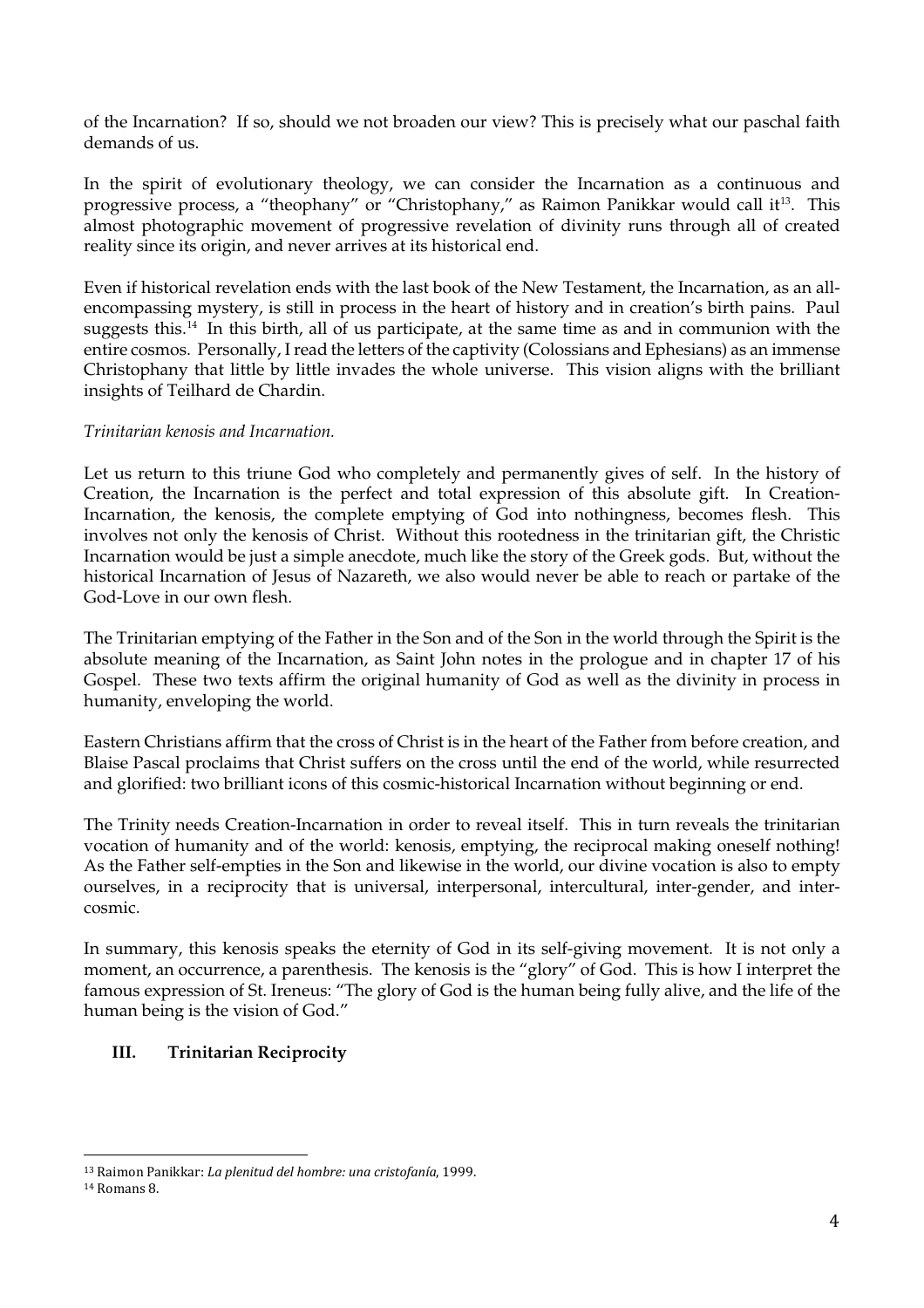of the Incarnation? If so, should we not broaden our view? This is precisely what our paschal faith demands of us.

In the spirit of evolutionary theology, we can consider the Incarnation as a continuous and progressive process, a "theophany" or "Christophany," as Raimon Panikkar would call it[13]. This almost photographic movement of progressive revelation of divinity runs through all of created reality since its origin, and never arrives at its historical end.

Even if historical revelation ends with the last book of the New Testament, the Incarnation, as an all-encompassing mystery, is still in process in the heart of history and in creation's birth pains. Paul suggests this.[14] In this birth, all of us participate, at the same time as and in communion with the entire cosmos. Personally, I read the letters of the captivity (Colossians and Ephesians) as an immense Christophany that little by little invades the whole universe. This vision aligns with the brilliant insights of Teilhard de Chardin.

*Trinitarian kenosis and Incarnation.*

Let us return to this triune God who completely and permanently gives of self. In the history of Creation, the Incarnation is the perfect and total expression of this absolute gift. In Creation-Incarnation, the kenosis, the complete emptying of God into nothingness, becomes flesh. This involves not only the kenosis of Christ. Without this rootedness in the trinitarian gift, the Christic Incarnation would be just a simple anecdote, much like the story of the Greek gods. But, without the historical Incarnation of Jesus of Nazareth, we also would never be able to reach or partake of the God-Love in our own flesh.

The Trinitarian emptying of the Father in the Son and of the Son in the world through the Spirit is the absolute meaning of the Incarnation, as Saint John notes in the prologue and in chapter 17 of his Gospel. These two texts affirm the original humanity of God as well as the divinity in process in humanity, enveloping the world.

Eastern Christians affirm that the cross of Christ is in the heart of the Father from before creation, and Blaise Pascal proclaims that Christ suffers on the cross until the end of the world, while resurrected and glorified: two brilliant icons of this cosmic-historical Incarnation without beginning or end.

The Trinity needs Creation-Incarnation in order to reveal itself. This in turn reveals the trinitarian vocation of humanity and of the world: kenosis, emptying, the reciprocal making oneself nothing! As the Father self-empties in the Son and likewise in the world, our divine vocation is also to empty ourselves, in a reciprocity that is universal, interpersonal, intercultural, inter-gender, and inter-cosmic.

In summary, this kenosis speaks the eternity of God in its self-giving movement. It is not only a moment, an occurrence, a parenthesis. The kenosis is the "glory" of God. This is how I interpret the famous expression of St. Ireneus: "The glory of God is the human being fully alive, and the life of the human being is the vision of God."

## III. Trinitarian Reciprocity

---

[13] Raimon Panikkar: *La plenitud del hombre: una cristofanía*, 1999.

[14] Romans 8.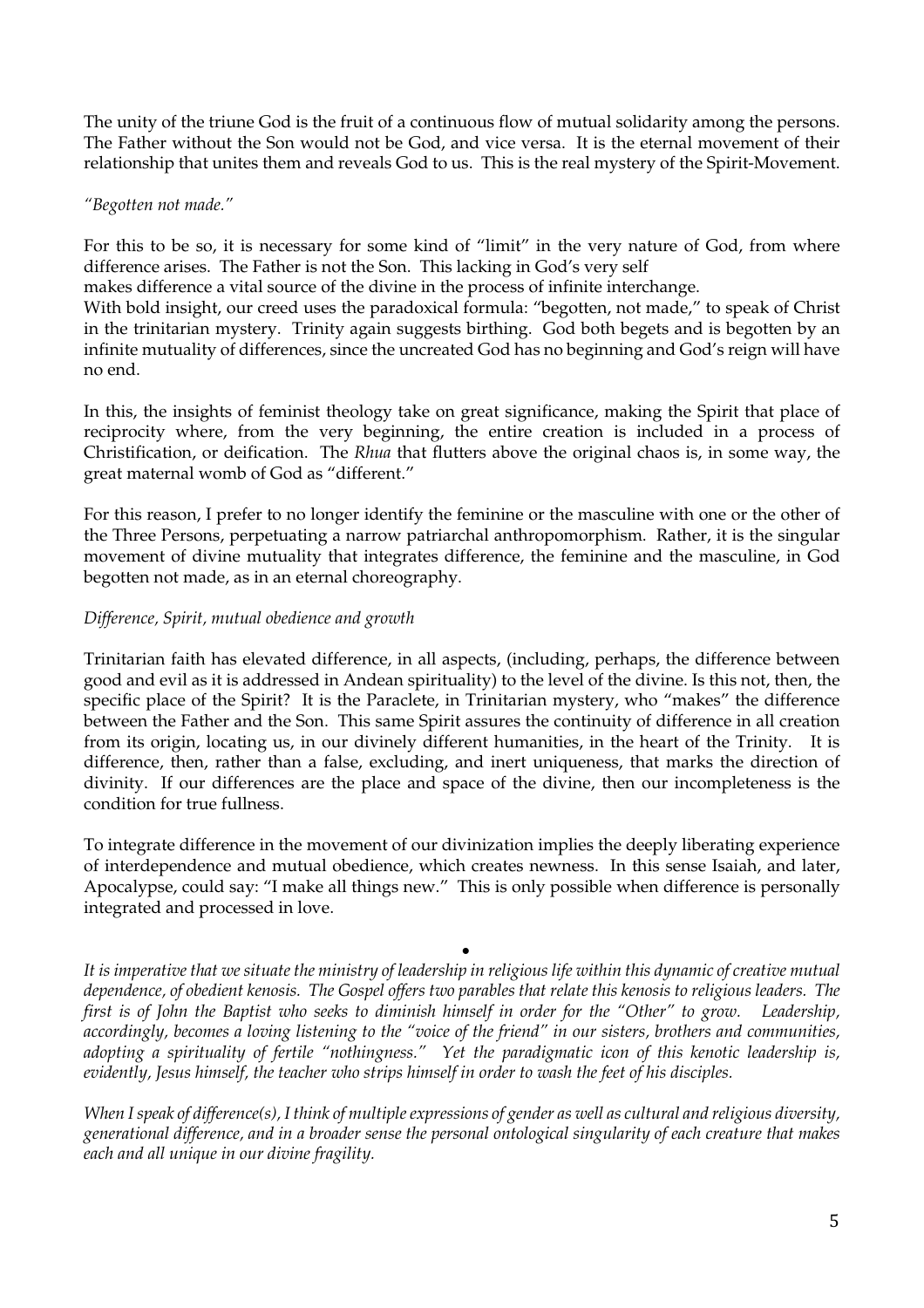The unity of the triune God is the fruit of a continuous flow of mutual solidarity among the persons. The Father without the Son would not be God, and vice versa. It is the eternal movement of their relationship that unites them and reveals God to us. This is the real mystery of the Spirit-Movement.

*"Begotten not made."*

For this to be so, it is necessary for some kind of "limit" in the very nature of God, from where difference arises. The Father is not the Son. This lacking in God's very self makes difference a vital source of the divine in the process of infinite interchange.

With bold insight, our creed uses the paradoxical formula: "begotten, not made," to speak of Christ in the trinitarian mystery. Trinity again suggests birthing. God both begets and is begotten by an infinite mutuality of differences, since the uncreated God has no beginning and God's reign will have no end.

In this, the insights of feminist theology take on great significance, making the Spirit that place of reciprocity where, from the very beginning, the entire creation is included in a process of Christification, or deification. The *Rhua* that flutters above the original chaos is, in some way, the great maternal womb of God as "different."

For this reason, I prefer to no longer identify the feminine or the masculine with one or the other of the Three Persons, perpetuating a narrow patriarchal anthropomorphism. Rather, it is the singular movement of divine mutuality that integrates difference, the feminine and the masculine, in God begotten not made, as in an eternal choreography.

*Difference, Spirit, mutual obedience and growth*

Trinitarian faith has elevated difference, in all aspects, (including, perhaps, the difference between good and evil as it is addressed in Andean spirituality) to the level of the divine. Is this not, then, the specific place of the Spirit? It is the Paraclete, in Trinitarian mystery, who "makes" the difference between the Father and the Son. This same Spirit assures the continuity of difference in all creation from its origin, locating us, in our divinely different humanities, in the heart of the Trinity. It is difference, then, rather than a false, excluding, and inert uniqueness, that marks the direction of divinity. If our differences are the place and space of the divine, then our incompleteness is the condition for true fullness.

To integrate difference in the movement of our divinization implies the deeply liberating experience of interdependence and mutual obedience, which creates newness. In this sense Isaiah, and later, Apocalypse, could say: "I make all things new." This is only possible when difference is personally integrated and processed in love.

•

*It is imperative that we situate the ministry of leadership in religious life within this dynamic of creative mutual dependence, of obedient kenosis. The Gospel offers two parables that relate this kenosis to religious leaders. The first is of John the Baptist who seeks to diminish himself in order for the "Other" to grow. Leadership, accordingly, becomes a loving listening to the "voice of the friend" in our sisters, brothers and communities, adopting a spirituality of fertile "nothingness." Yet the paradigmatic icon of this kenotic leadership is, evidently, Jesus himself, the teacher who strips himself in order to wash the feet of his disciples.*

*When I speak of difference(s), I think of multiple expressions of gender as well as cultural and religious diversity, generational difference, and in a broader sense the personal ontological singularity of each creature that makes each and all unique in our divine fragility.*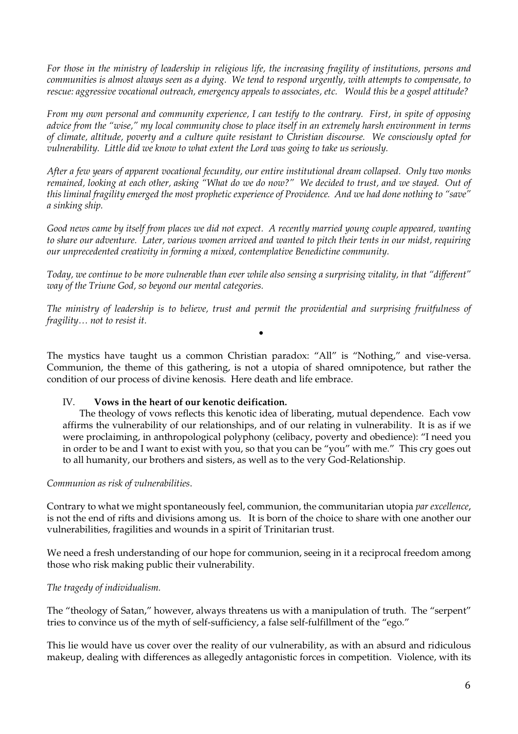*For those in the ministry of leadership in religious life, the increasing fragility of institutions, persons and communities is almost always seen as a dying. We tend to respond urgently, with attempts to compensate, to rescue: aggressive vocational outreach, emergency appeals to associates, etc. Would this be a gospel attitude?*

*From my own personal and community experience, I can testify to the contrary. First, in spite of opposing advice from the "wise," my local community chose to place itself in an extremely harsh environment in terms of climate, altitude, poverty and a culture quite resistant to Christian discourse. We consciously opted for vulnerability. Little did we know to what extent the Lord was going to take us seriously.*

*After a few years of apparent vocational fecundity, our entire institutional dream collapsed. Only two monks remained, looking at each other, asking "What do we do now?" We decided to trust, and we stayed. Out of this liminal fragility emerged the most prophetic experience of Providence. And we had done nothing to "save" a sinking ship.*

*Good news came by itself from places we did not expect. A recently married young couple appeared, wanting to share our adventure. Later, various women arrived and wanted to pitch their tents in our midst, requiring our unprecedented creativity in forming a mixed, contemplative Benedictine community.*

*Today, we continue to be more vulnerable than ever while also sensing a surprising vitality, in that "different" way of the Triune God, so beyond our mental categories.*

*The ministry of leadership is to believe, trust and permit the providential and surprising fruitfulness of fragility… not to resist it.*

•

The mystics have taught us a common Christian paradox: "All" is "Nothing," and vise-versa. Communion, the theme of this gathering, is not a utopia of shared omnipotence, but rather the condition of our process of divine kenosis. Here death and life embrace.

## IV. Vows in the heart of our kenotic deification.

The theology of vows reflects this kenotic idea of liberating, mutual dependence. Each vow affirms the vulnerability of our relationships, and of our relating in vulnerability. It is as if we were proclaiming, in anthropological polyphony (celibacy, poverty and obedience): "I need you in order to be and I want to exist with you, so that you can be "you" with me." This cry goes out to all humanity, our brothers and sisters, as well as to the very God-Relationship.

*Communion as risk of vulnerabilities.*

Contrary to what we might spontaneously feel, communion, the communitarian utopia *par excellence*, is not the end of rifts and divisions among us. It is born of the choice to share with one another our vulnerabilities, fragilities and wounds in a spirit of Trinitarian trust.

We need a fresh understanding of our hope for communion, seeing in it a reciprocal freedom among those who risk making public their vulnerability.

*The tragedy of individualism.*

The "theology of Satan," however, always threatens us with a manipulation of truth. The "serpent" tries to convince us of the myth of self-sufficiency, a false self-fulfillment of the "ego."

This lie would have us cover over the reality of our vulnerability, as with an absurd and ridiculous makeup, dealing with differences as allegedly antagonistic forces in competition. Violence, with its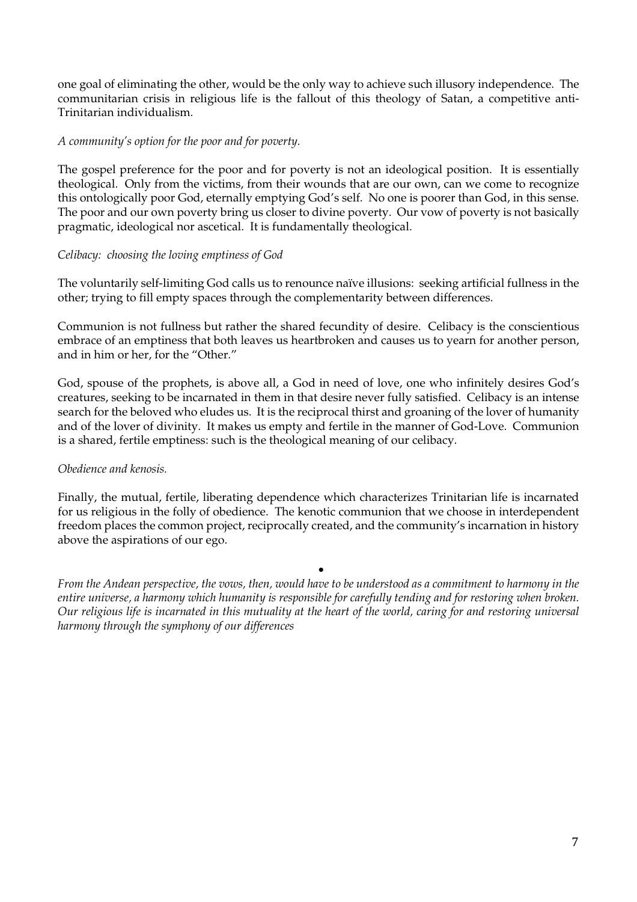one goal of eliminating the other, would be the only way to achieve such illusory independence. The communitarian crisis in religious life is the fallout of this theology of Satan, a competitive anti-Trinitarian individualism.

*A community's option for the poor and for poverty.*

The gospel preference for the poor and for poverty is not an ideological position. It is essentially theological. Only from the victims, from their wounds that are our own, can we come to recognize this ontologically poor God, eternally emptying God's self. No one is poorer than God, in this sense. The poor and our own poverty bring us closer to divine poverty. Our vow of poverty is not basically pragmatic, ideological nor ascetical. It is fundamentally theological.

*Celibacy: choosing the loving emptiness of God*

The voluntarily self-limiting God calls us to renounce naïve illusions: seeking artificial fullness in the other; trying to fill empty spaces through the complementarity between differences.

Communion is not fullness but rather the shared fecundity of desire. Celibacy is the conscientious embrace of an emptiness that both leaves us heartbroken and causes us to yearn for another person, and in him or her, for the "Other."

God, spouse of the prophets, is above all, a God in need of love, one who infinitely desires God's creatures, seeking to be incarnated in them in that desire never fully satisfied. Celibacy is an intense search for the beloved who eludes us. It is the reciprocal thirst and groaning of the lover of humanity and of the lover of divinity. It makes us empty and fertile in the manner of God-Love. Communion is a shared, fertile emptiness: such is the theological meaning of our celibacy.

*Obedience and kenosis.*

Finally, the mutual, fertile, liberating dependence which characterizes Trinitarian life is incarnated for us religious in the folly of obedience. The kenotic communion that we choose in interdependent freedom places the common project, reciprocally created, and the community's incarnation in history above the aspirations of our ego.

•

*From the Andean perspective, the vows, then, would have to be understood as a commitment to harmony in the entire universe, a harmony which humanity is responsible for carefully tending and for restoring when broken. Our religious life is incarnated in this mutuality at the heart of the world, caring for and restoring universal harmony through the symphony of our differences*